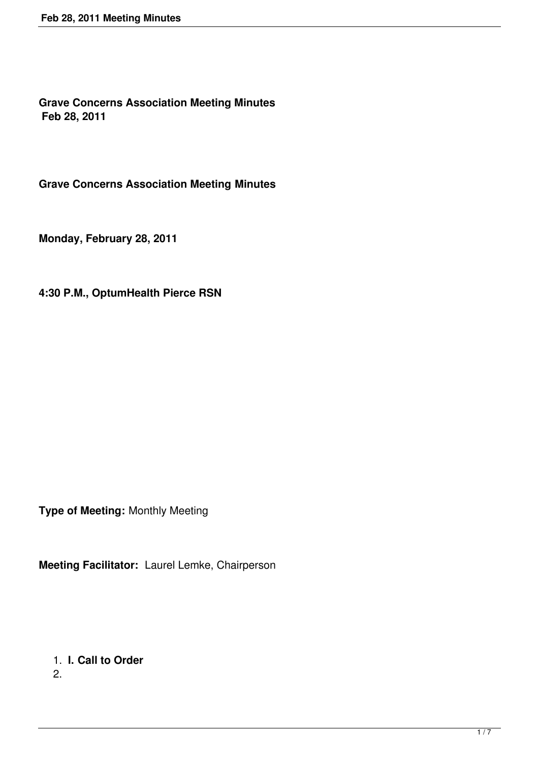**Grave Concerns Association Meeting Minutes**
**Feb 28, 2011**

**Grave Concerns Association Meeting Minutes**

**Monday, February 28, 2011**

**4:30 P.M., OptumHealth Pierce RSN**

**Type of Meeting:** Monthly Meeting

**Meeting Facilitator:** Laurel Lemke, Chairperson

1. **I. Call to Order**
2.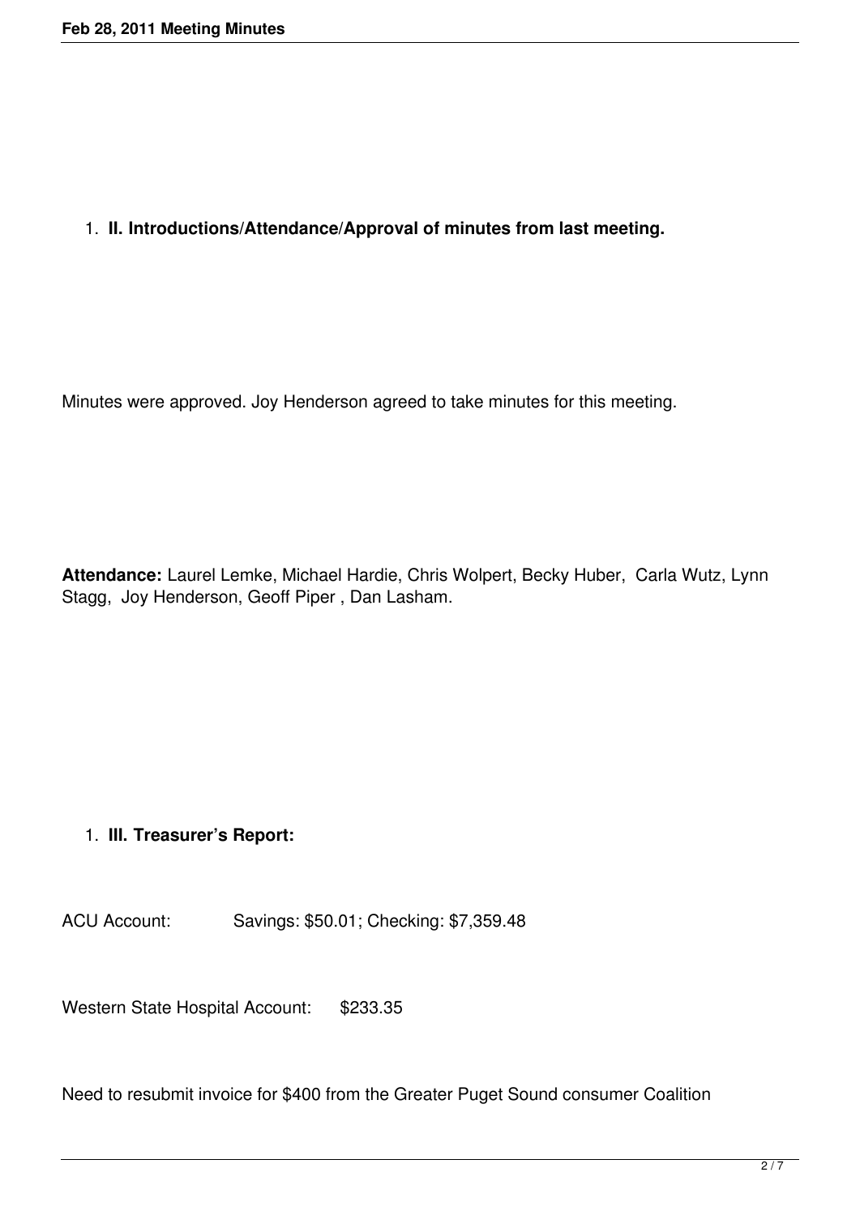1. **II. Introductions/Attendance/Approval of minutes from last meeting.**

Minutes were approved. Joy Henderson agreed to take minutes for this meeting.

**Attendance:** Laurel Lemke, Michael Hardie, Chris Wolpert, Becky Huber, Carla Wutz, Lynn Stagg, Joy Henderson, Geoff Piper , Dan Lasham.

1. **III. Treasurer's Report:**

ACU Account: Savings: $50.01; Checking: $7,359.48

Western State Hospital Account: $233.35

Need to resubmit invoice for $400 from the Greater Puget Sound consumer Coalition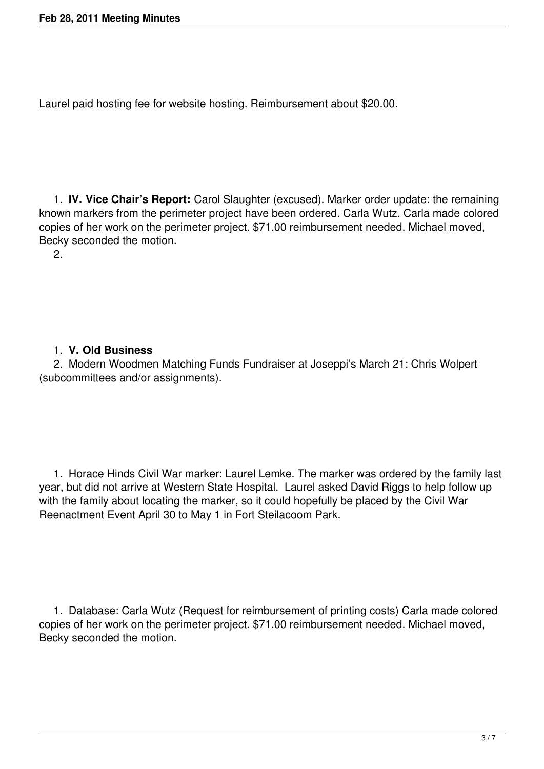Laurel paid hosting fee for website hosting. Reimbursement about $20.00.

1. **IV. Vice Chair's Report:** Carol Slaughter (excused). Marker order update: the remaining known markers from the perimeter project have been ordered. Carla Wutz. Carla made colored copies of her work on the perimeter project. $71.00 reimbursement needed. Michael moved, Becky seconded the motion.
2.

1. **V. Old Business**
2. Modern Woodmen Matching Funds Fundraiser at Joseppi's March 21: Chris Wolpert (subcommittees and/or assignments).

1. Horace Hinds Civil War marker: Laurel Lemke. The marker was ordered by the family last year, but did not arrive at Western State Hospital. Laurel asked David Riggs to help follow up with the family about locating the marker, so it could hopefully be placed by the Civil War Reenactment Event April 30 to May 1 in Fort Steilacoom Park.

1. Database: Carla Wutz (Request for reimbursement of printing costs) Carla made colored copies of her work on the perimeter project. $71.00 reimbursement needed. Michael moved, Becky seconded the motion.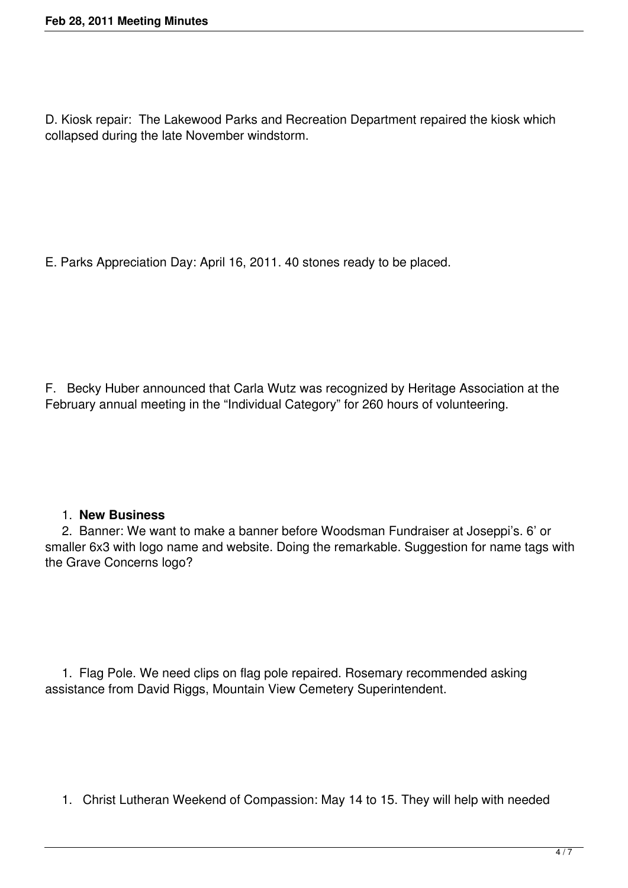D. Kiosk repair: The Lakewood Parks and Recreation Department repaired the kiosk which collapsed during the late November windstorm.

E. Parks Appreciation Day: April 16, 2011. 40 stones ready to be placed.

F. Becky Huber announced that Carla Wutz was recognized by Heritage Association at the February annual meeting in the "Individual Category" for 260 hours of volunteering.

1. **New Business**
2. Banner: We want to make a banner before Woodsman Fundraiser at Joseppi's. 6' or smaller 6x3 with logo name and website. Doing the remarkable. Suggestion for name tags with the Grave Concerns logo?

1. Flag Pole. We need clips on flag pole repaired. Rosemary recommended asking assistance from David Riggs, Mountain View Cemetery Superintendent.

1. Christ Lutheran Weekend of Compassion: May 14 to 15. They will help with needed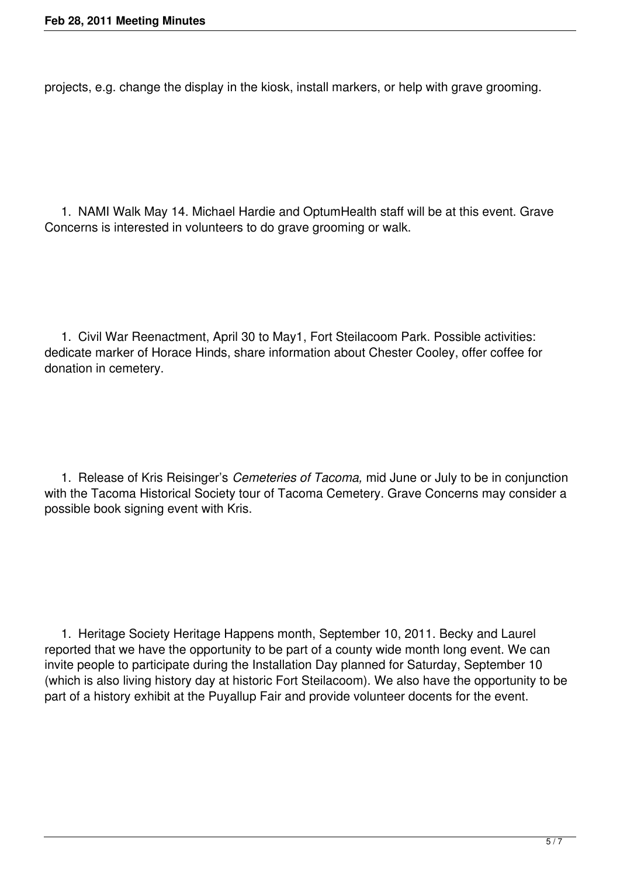projects, e.g. change the display in the kiosk, install markers, or help with grave grooming.

1. NAMI Walk May 14. Michael Hardie and OptumHealth staff will be at this event. Grave Concerns is interested in volunteers to do grave grooming or walk.

1. Civil War Reenactment, April 30 to May1, Fort Steilacoom Park. Possible activities: dedicate marker of Horace Hinds, share information about Chester Cooley, offer coffee for donation in cemetery.

1. Release of Kris Reisinger's *Cemeteries of Tacoma,* mid June or July to be in conjunction with the Tacoma Historical Society tour of Tacoma Cemetery. Grave Concerns may consider a possible book signing event with Kris.

1. Heritage Society Heritage Happens month, September 10, 2011. Becky and Laurel reported that we have the opportunity to be part of a county wide month long event. We can invite people to participate during the Installation Day planned for Saturday, September 10 (which is also living history day at historic Fort Steilacoom). We also have the opportunity to be part of a history exhibit at the Puyallup Fair and provide volunteer docents for the event.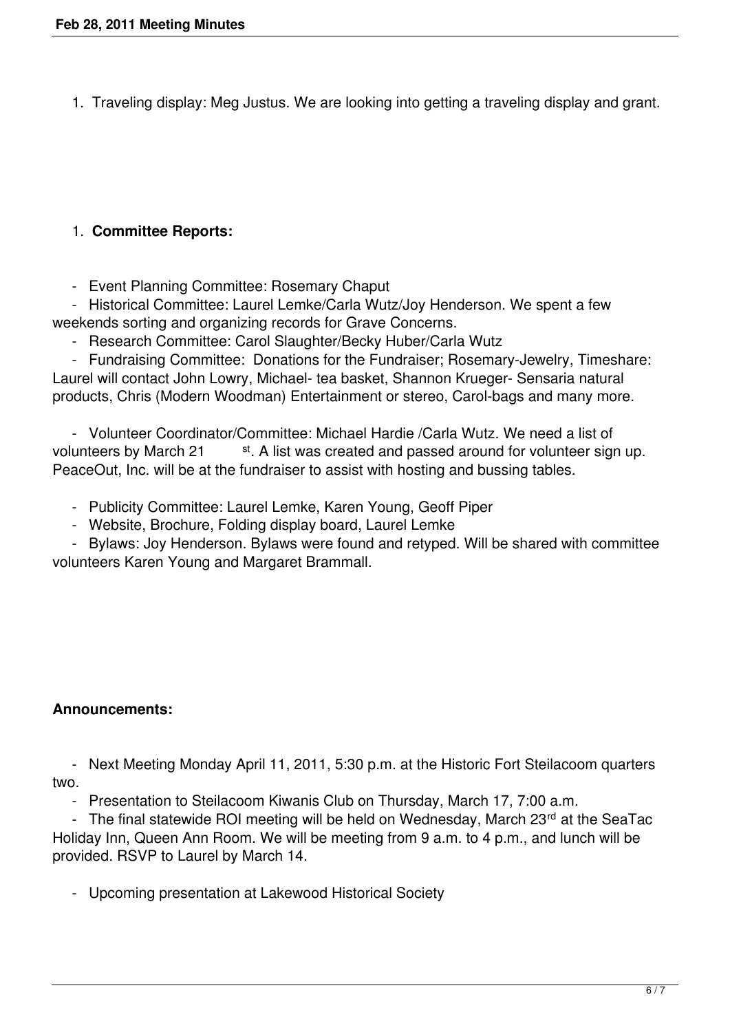1. Traveling display: Meg Justus. We are looking into getting a traveling display and grant.

1. **Committee Reports:**

- Event Planning Committee: Rosemary Chaput
- Historical Committee: Laurel Lemke/Carla Wutz/Joy Henderson. We spent a few weekends sorting and organizing records for Grave Concerns.
- Research Committee: Carol Slaughter/Becky Huber/Carla Wutz
- Fundraising Committee: Donations for the Fundraiser; Rosemary-Jewelry, Timeshare: Laurel will contact John Lowry, Michael- tea basket, Shannon Krueger- Sensaria natural products, Chris (Modern Woodman) Entertainment or stereo, Carol-bags and many more.
- Volunteer Coordinator/Committee: Michael Hardie /Carla Wutz. We need a list of volunteers by March 21st. A list was created and passed around for volunteer sign up. PeaceOut, Inc. will be at the fundraiser to assist with hosting and bussing tables.
- Publicity Committee: Laurel Lemke, Karen Young, Geoff Piper
- Website, Brochure, Folding display board, Laurel Lemke
- Bylaws: Joy Henderson. Bylaws were found and retyped. Will be shared with committee volunteers Karen Young and Margaret Brammall.

**Announcements:**

- Next Meeting Monday April 11, 2011, 5:30 p.m. at the Historic Fort Steilacoom quarters two.
- Presentation to Steilacoom Kiwanis Club on Thursday, March 17, 7:00 a.m.
- The final statewide ROI meeting will be held on Wednesday, March 23rd at the SeaTac Holiday Inn, Queen Ann Room. We will be meeting from 9 a.m. to 4 p.m., and lunch will be provided. RSVP to Laurel by March 14.
- Upcoming presentation at Lakewood Historical Society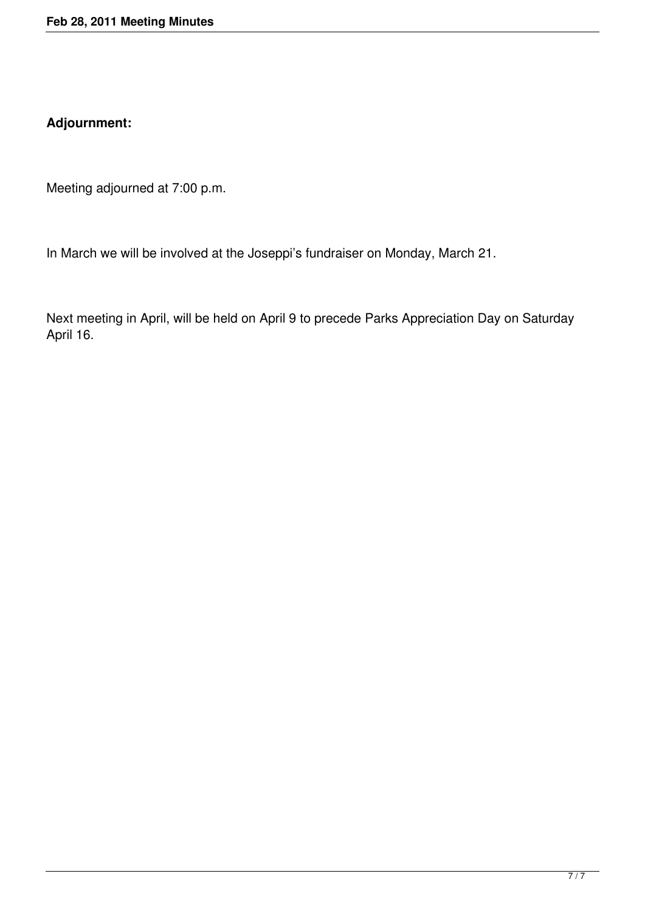**Adjournment:**

Meeting adjourned at 7:00 p.m.

In March we will be involved at the Joseppi's fundraiser on Monday, March 21.

Next meeting in April, will be held on April 9 to precede Parks Appreciation Day on Saturday April 16.